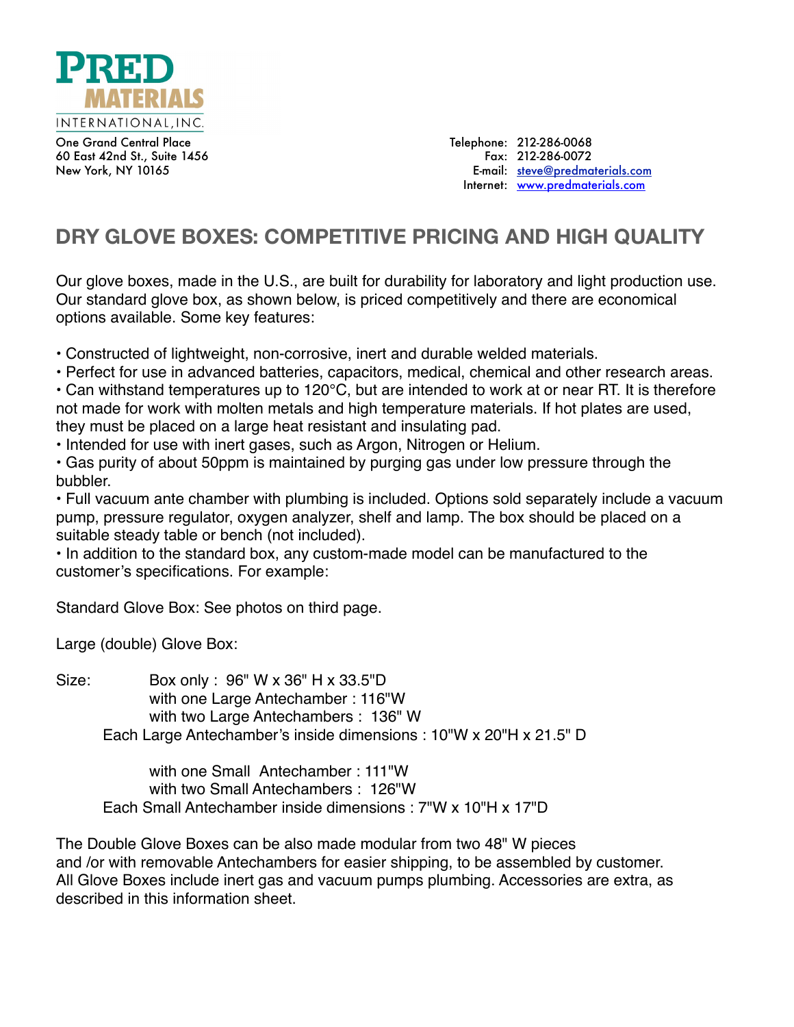**PRED MATERIALS**
INTERNATIONAL, INC.

One Grand Central Place
60 East 42nd St., Suite 1456
New York, NY 10165

Telephone: 212-286-0068
Fax: 212-286-0072
E-mail: steve@predmaterials.com
Internet: www.predmaterials.com

## DRY GLOVE BOXES: COMPETITIVE PRICING AND HIGH QUALITY

Our glove boxes, made in the U.S., are built for durability for laboratory and light production use. Our standard glove box, as shown below, is priced competitively and there are economical options available. Some key features:

- Constructed of lightweight, non-corrosive, inert and durable welded materials.
- Perfect for use in advanced batteries, capacitors, medical, chemical and other research areas.
- Can withstand temperatures up to 120°C, but are intended to work at or near RT. It is therefore not made for work with molten metals and high temperature materials. If hot plates are used, they must be placed on a large heat resistant and insulating pad.
- Intended for use with inert gases, such as Argon, Nitrogen or Helium.
- Gas purity of about 50ppm is maintained by purging gas under low pressure through the bubbler.
- Full vacuum ante chamber with plumbing is included. Options sold separately include a vacuum pump, pressure regulator, oxygen analyzer, shelf and lamp. The box should be placed on a suitable steady table or bench (not included).
- In addition to the standard box, any custom-made model can be manufactured to the customer's specifications. For example:

Standard Glove Box: See photos on third page.

Large (double) Glove Box:

Size: Box only : 96" W x 36" H x 33.5"D
with one Large Antechamber : 116"W
with two Large Antechambers : 136" W
Each Large Antechamber's inside dimensions : 10"W x 20"H x 21.5" D

with one Small Antechamber : 111"W
with two Small Antechambers : 126"W
Each Small Antechamber inside dimensions : 7"W x 10"H x 17"D

The Double Glove Boxes can be also made modular from two 48" W pieces and /or with removable Antechambers for easier shipping, to be assembled by customer. All Glove Boxes include inert gas and vacuum pumps plumbing. Accessories are extra, as described in this information sheet.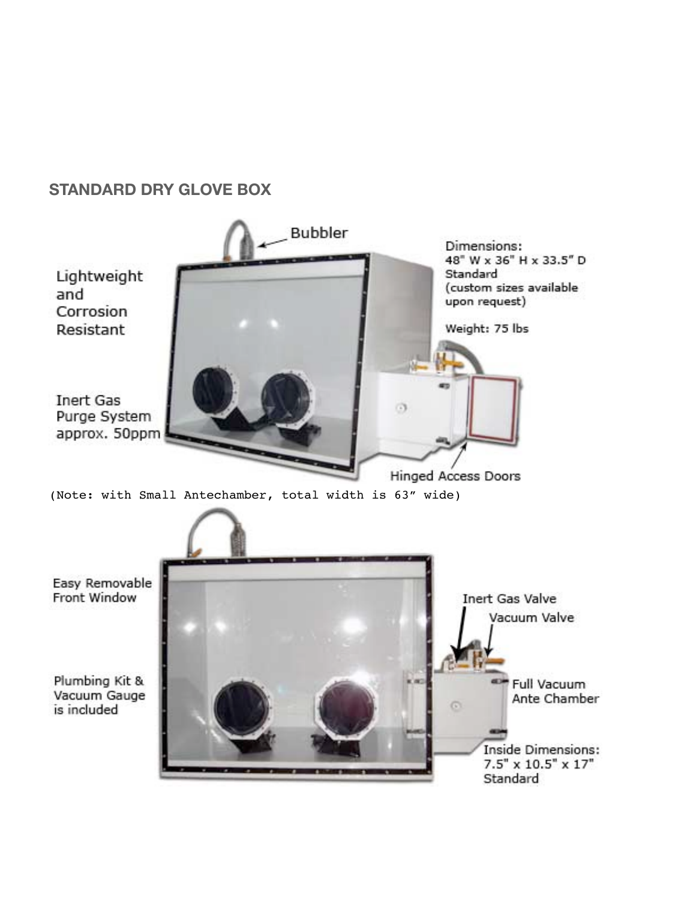## STANDARD DRY GLOVE BOX

Bubbler

Lightweight and Corrosion Resistant

Dimensions: 48" W x 36" H x 33.5" D Standard (custom sizes available upon request)

Weight: 75 lbs

Inert Gas Purge System approx. 50ppm

Hinged Access Doors

(Note: with Small Antechamber, total width is 63" wide)

Easy Removable Front Window

Inert Gas Valve

Vacuum Valve

Plumbing Kit & Vacuum Gauge is included

Full Vacuum Ante Chamber

Inside Dimensions: 7.5" x 10.5" x 17" Standard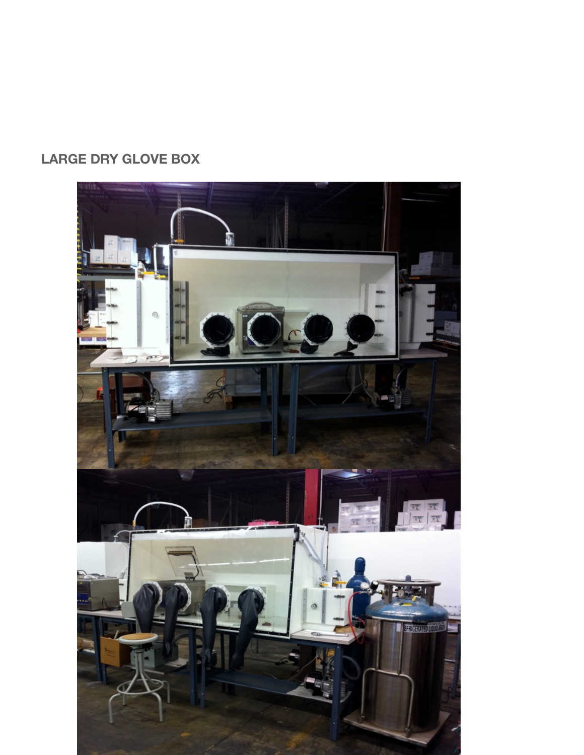## LARGE DRY GLOVE BOX